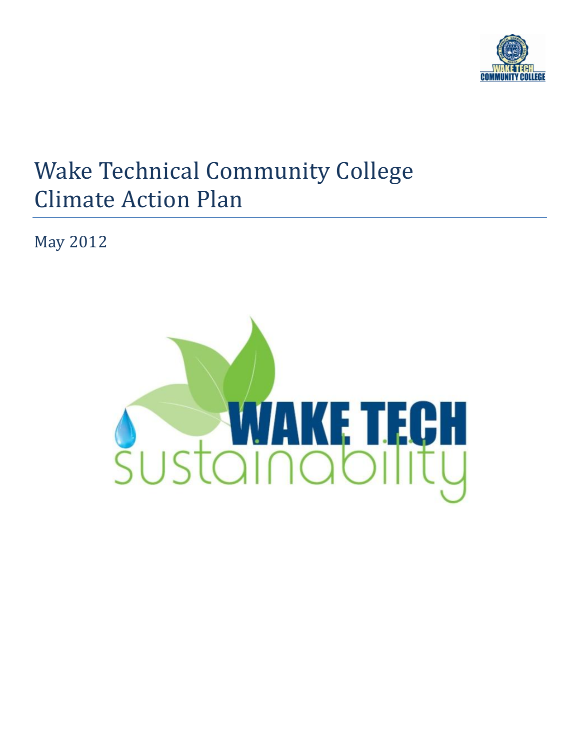# Wake Technical Community College Climate Action Plan

May 2012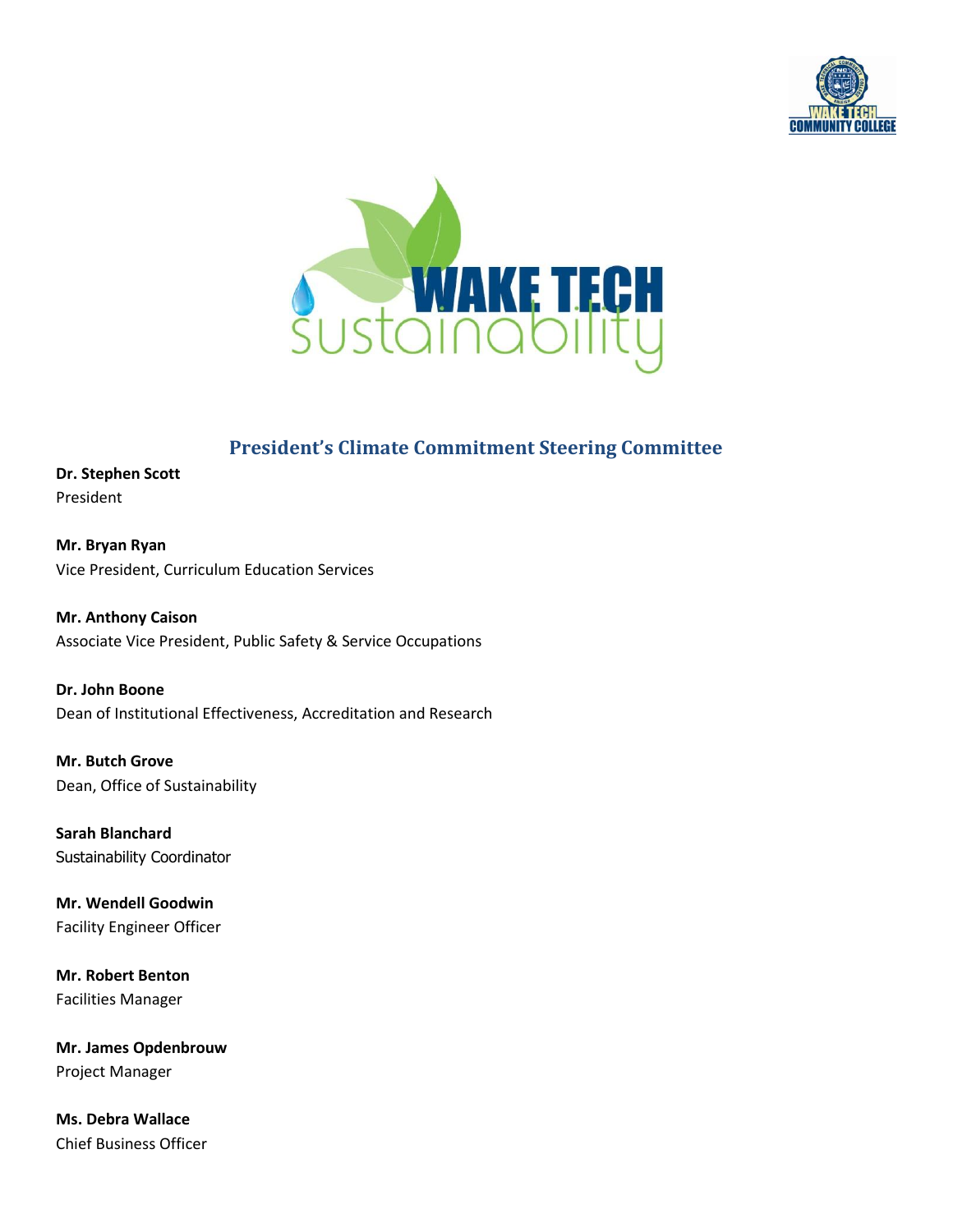## President's Climate Commitment Steering Committee

**Dr. Stephen Scott**
President

**Mr. Bryan Ryan**
Vice President, Curriculum Education Services

**Mr. Anthony Caison**
Associate Vice President, Public Safety & Service Occupations

**Dr. John Boone**
Dean of Institutional Effectiveness, Accreditation and Research

**Mr. Butch Grove**
Dean, Office of Sustainability

**Sarah Blanchard**
Sustainability Coordinator

**Mr. Wendell Goodwin**
Facility Engineer Officer

**Mr. Robert Benton**
Facilities Manager

**Mr. James Opdenbrouw**
Project Manager

**Ms. Debra Wallace**
Chief Business Officer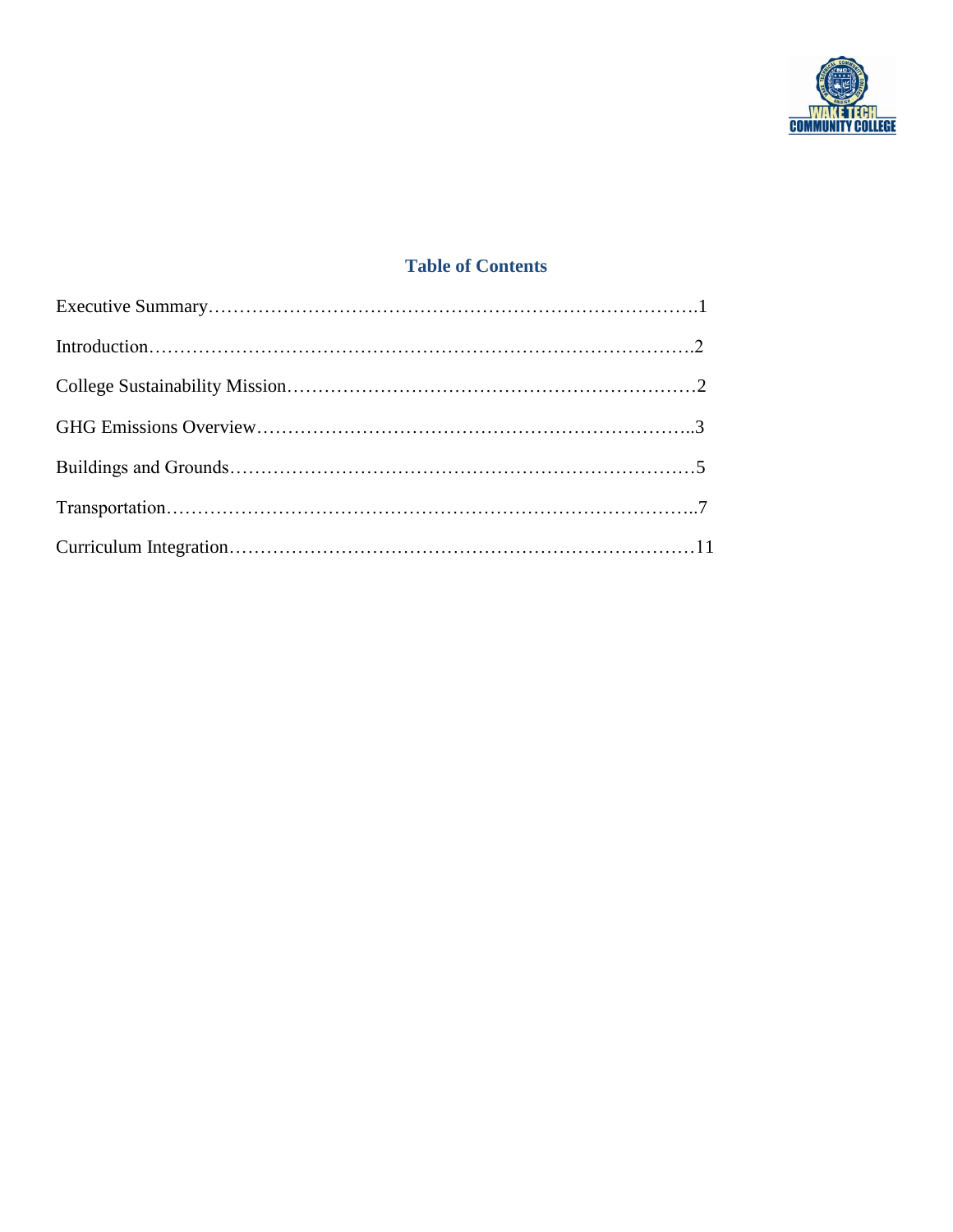## Table of Contents

Executive Summary……………………………………………………………………….1

Introduction……………………………………………………………………………….2

College Sustainability Mission…………………………………………………………2

GHG Emissions Overview……………………………………………………………..3

Buildings and Grounds…………………………………………………………………5

Transportation……………………………………………………………………………..7

Curriculum Integration…………………………………………………………………11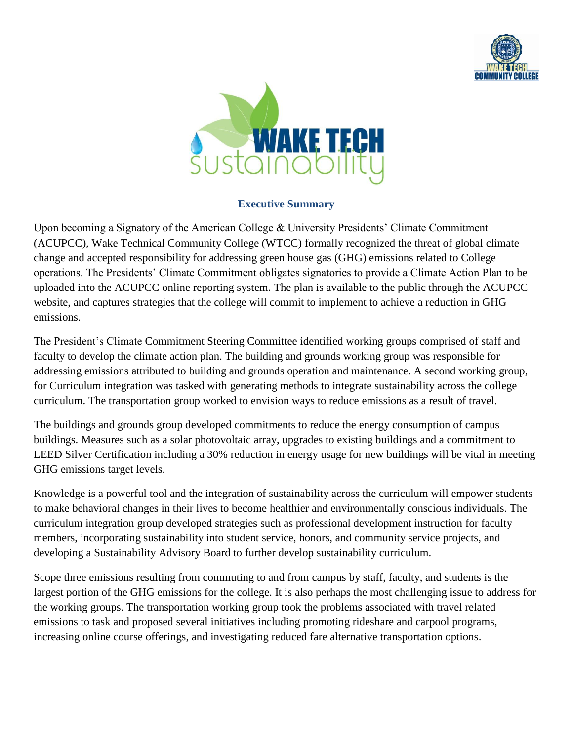## Executive Summary

Upon becoming a Signatory of the American College & University Presidents' Climate Commitment (ACUPCC), Wake Technical Community College (WTCC) formally recognized the threat of global climate change and accepted responsibility for addressing green house gas (GHG) emissions related to College operations. The Presidents' Climate Commitment obligates signatories to provide a Climate Action Plan to be uploaded into the ACUPCC online reporting system. The plan is available to the public through the ACUPCC website, and captures strategies that the college will commit to implement to achieve a reduction in GHG emissions.

The President's Climate Commitment Steering Committee identified working groups comprised of staff and faculty to develop the climate action plan. The building and grounds working group was responsible for addressing emissions attributed to building and grounds operation and maintenance. A second working group, for Curriculum integration was tasked with generating methods to integrate sustainability across the college curriculum. The transportation group worked to envision ways to reduce emissions as a result of travel.

The buildings and grounds group developed commitments to reduce the energy consumption of campus buildings. Measures such as a solar photovoltaic array, upgrades to existing buildings and a commitment to LEED Silver Certification including a 30% reduction in energy usage for new buildings will be vital in meeting GHG emissions target levels.

Knowledge is a powerful tool and the integration of sustainability across the curriculum will empower students to make behavioral changes in their lives to become healthier and environmentally conscious individuals. The curriculum integration group developed strategies such as professional development instruction for faculty members, incorporating sustainability into student service, honors, and community service projects, and developing a Sustainability Advisory Board to further develop sustainability curriculum.

Scope three emissions resulting from commuting to and from campus by staff, faculty, and students is the largest portion of the GHG emissions for the college. It is also perhaps the most challenging issue to address for the working groups. The transportation working group took the problems associated with travel related emissions to task and proposed several initiatives including promoting rideshare and carpool programs, increasing online course offerings, and investigating reduced fare alternative transportation options.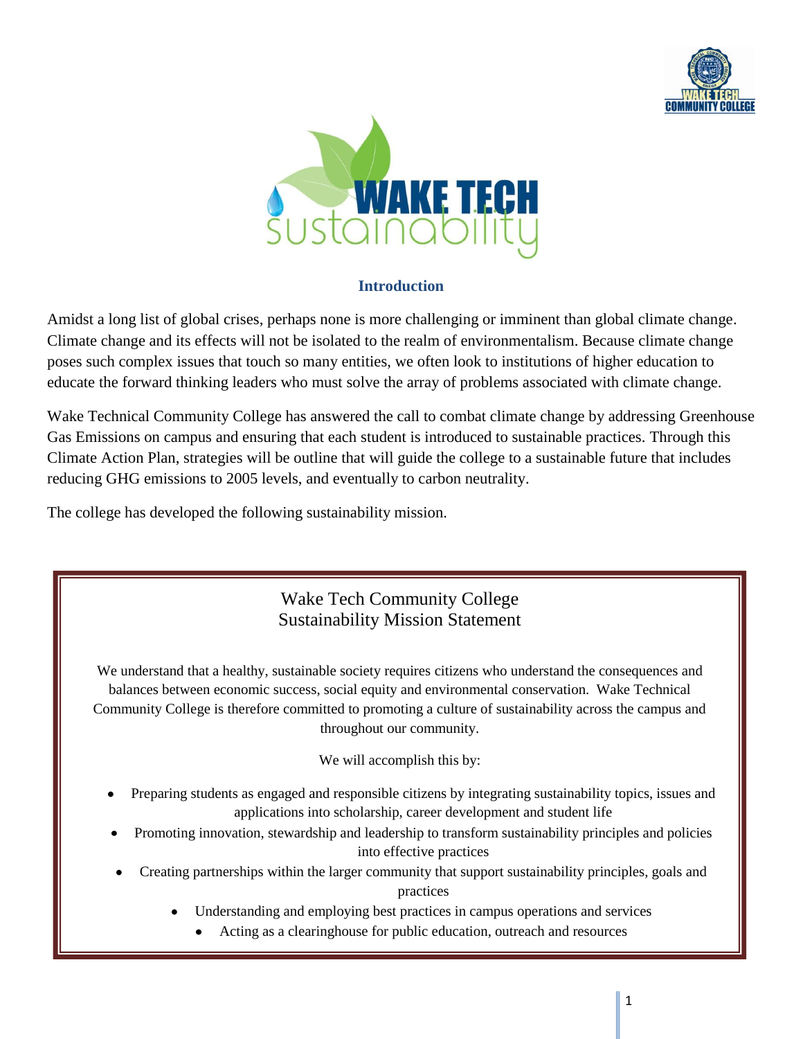## Introduction

Amidst a long list of global crises, perhaps none is more challenging or imminent than global climate change. Climate change and its effects will not be isolated to the realm of environmentalism. Because climate change poses such complex issues that touch so many entities, we often look to institutions of higher education to educate the forward thinking leaders who must solve the array of problems associated with climate change.

Wake Technical Community College has answered the call to combat climate change by addressing Greenhouse Gas Emissions on campus and ensuring that each student is introduced to sustainable practices. Through this Climate Action Plan, strategies will be outline that will guide the college to a sustainable future that includes reducing GHG emissions to 2005 levels, and eventually to carbon neutrality.

The college has developed the following sustainability mission.

### Wake Tech Community College Sustainability Mission Statement

We understand that a healthy, sustainable society requires citizens who understand the consequences and balances between economic success, social equity and environmental conservation. Wake Technical Community College is therefore committed to promoting a culture of sustainability across the campus and throughout our community.

We will accomplish this by:

- Preparing students as engaged and responsible citizens by integrating sustainability topics, issues and applications into scholarship, career development and student life
- Promoting innovation, stewardship and leadership to transform sustainability principles and policies into effective practices
- Creating partnerships within the larger community that support sustainability principles, goals and practices
- Understanding and employing best practices in campus operations and services
- Acting as a clearinghouse for public education, outreach and resources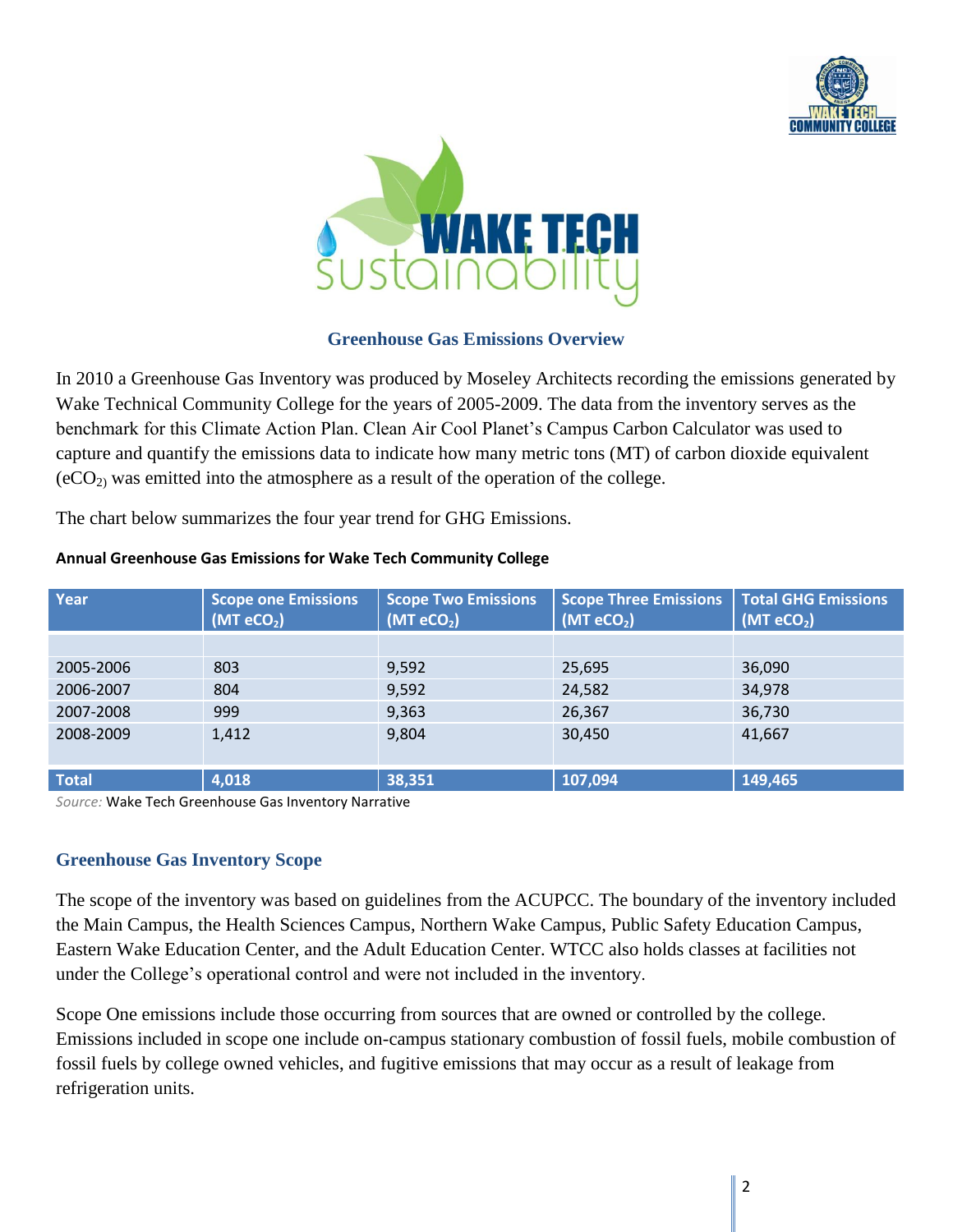## Greenhouse Gas Emissions Overview

In 2010 a Greenhouse Gas Inventory was produced by Moseley Architects recording the emissions generated by Wake Technical Community College for the years of 2005-2009. The data from the inventory serves as the benchmark for this Climate Action Plan. Clean Air Cool Planet's Campus Carbon Calculator was used to capture and quantify the emissions data to indicate how many metric tons (MT) of carbon dioxide equivalent ($eCO_2$) was emitted into the atmosphere as a result of the operation of the college.

The chart below summarizes the four year trend for GHG Emissions.

**Annual Greenhouse Gas Emissions for Wake Tech Community College**

| Year | Scope one Emissions (MT $eCO_2$) | Scope Two Emissions (MT $eCO_2$) | Scope Three Emissions (MT $eCO_2$) | Total GHG Emissions (MT $eCO_2$) |
|---|---|---|---|---|
| | | | | |
| 2005-2006 | 803 | 9,592 | 25,695 | 36,090 |
| 2006-2007 | 804 | 9,592 | 24,582 | 34,978 |
| 2007-2008 | 999 | 9,363 | 26,367 | 36,730 |
| 2008-2009 | 1,412 | 9,804 | 30,450 | 41,667 |
| **Total** | **4,018** | **38,351** | **107,094** | **149,465** |

*Source:* Wake Tech Greenhouse Gas Inventory Narrative

### Greenhouse Gas Inventory Scope

The scope of the inventory was based on guidelines from the ACUPCC. The boundary of the inventory included the Main Campus, the Health Sciences Campus, Northern Wake Campus, Public Safety Education Campus, Eastern Wake Education Center, and the Adult Education Center. WTCC also holds classes at facilities not under the College's operational control and were not included in the inventory.

Scope One emissions include those occurring from sources that are owned or controlled by the college. Emissions included in scope one include on-campus stationary combustion of fossil fuels, mobile combustion of fossil fuels by college owned vehicles, and fugitive emissions that may occur as a result of leakage from refrigeration units.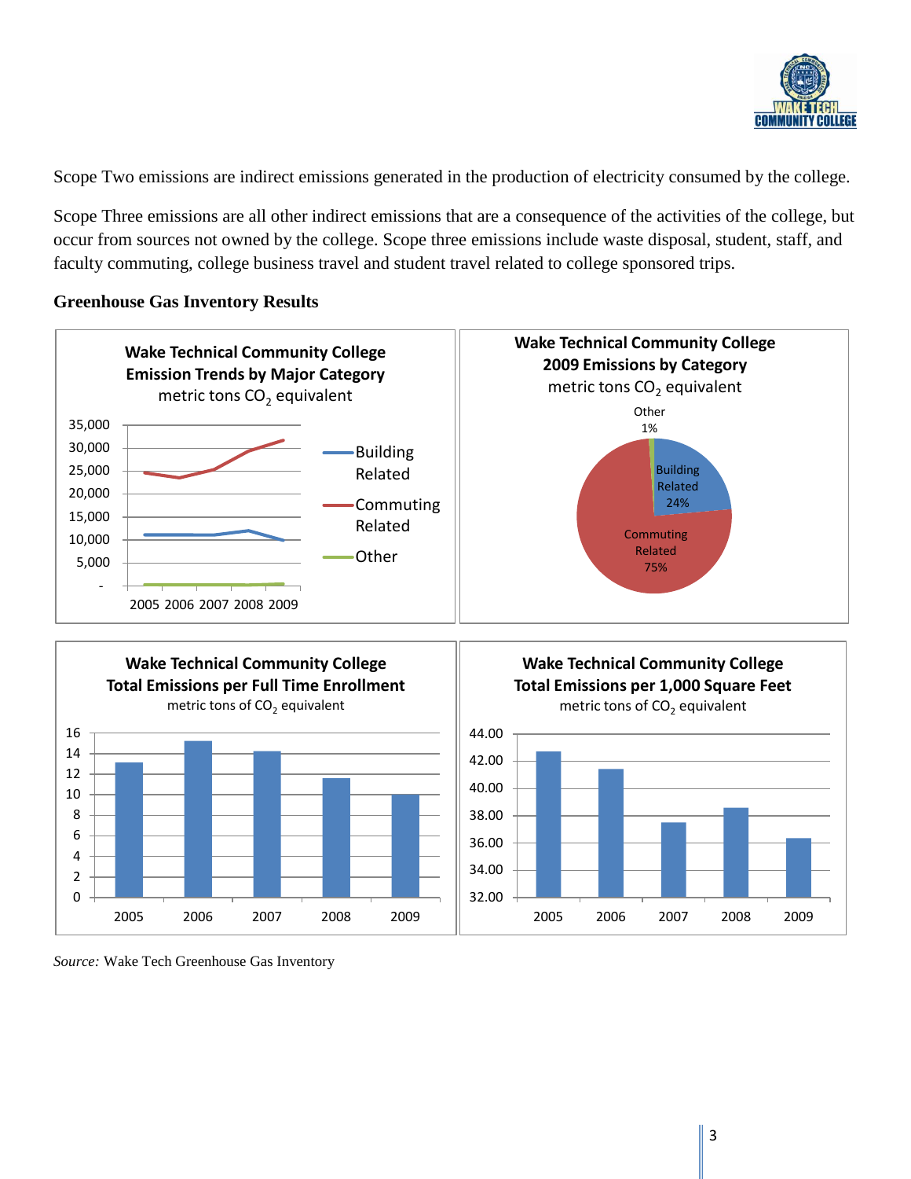Scope Two emissions are indirect emissions generated in the production of electricity consumed by the college.

Scope Three emissions are all other indirect emissions that are a consequence of the activities of the college, but occur from sources not owned by the college. Scope three emissions include waste disposal, student, staff, and faculty commuting, college business travel and student travel related to college sponsored trips.

**Greenhouse Gas Inventory Results**

**Wake Technical Community College Emission Trends by Major Category**
metric tons $CO_2$ equivalent

**Wake Technical Community College 2009 Emissions by Category**
metric tons $CO_2$ equivalent

Other 1%; Building Related 24%; Commuting Related 75%

**Wake Technical Community College Total Emissions per Full Time Enrollment**
metric tons of $CO_2$ equivalent

**Wake Technical Community College Total Emissions per 1,000 Square Feet**
metric tons of $CO_2$ equivalent

*Source:* Wake Tech Greenhouse Gas Inventory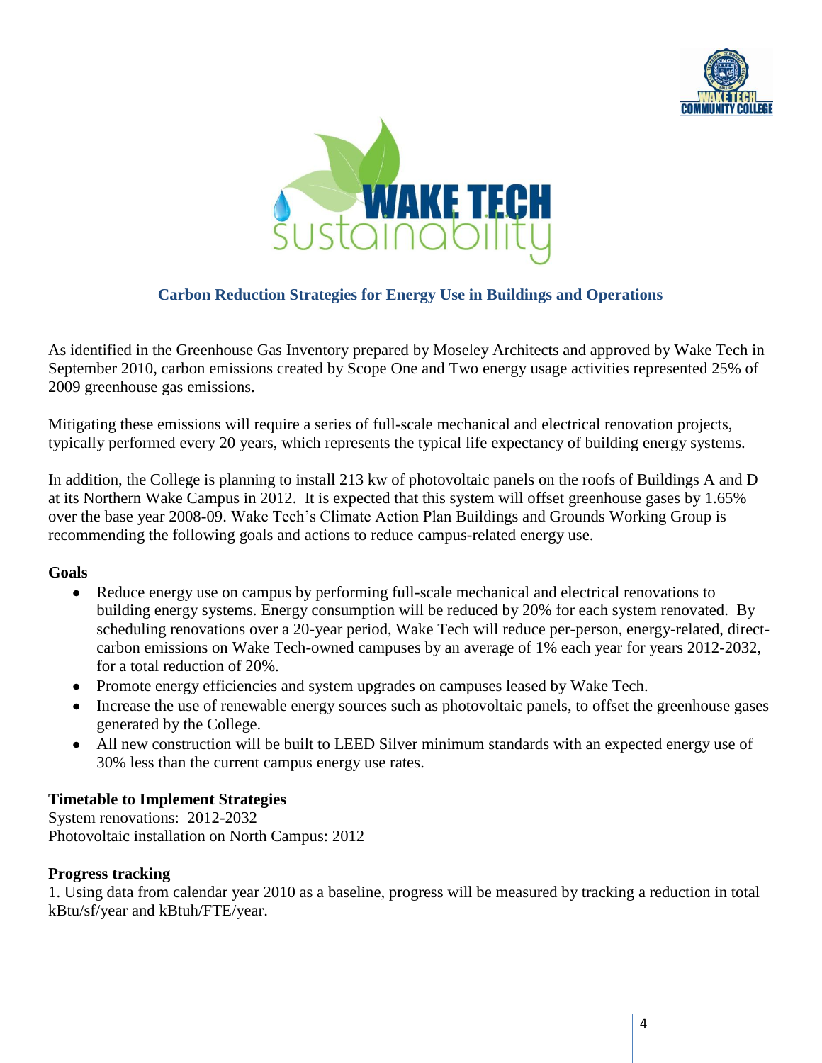## Carbon Reduction Strategies for Energy Use in Buildings and Operations

As identified in the Greenhouse Gas Inventory prepared by Moseley Architects and approved by Wake Tech in September 2010, carbon emissions created by Scope One and Two energy usage activities represented 25% of 2009 greenhouse gas emissions.

Mitigating these emissions will require a series of full-scale mechanical and electrical renovation projects, typically performed every 20 years, which represents the typical life expectancy of building energy systems.

In addition, the College is planning to install 213 kw of photovoltaic panels on the roofs of Buildings A and D at its Northern Wake Campus in 2012. It is expected that this system will offset greenhouse gases by 1.65% over the base year 2008-09. Wake Tech's Climate Action Plan Buildings and Grounds Working Group is recommending the following goals and actions to reduce campus-related energy use.

**Goals**

- Reduce energy use on campus by performing full-scale mechanical and electrical renovations to building energy systems. Energy consumption will be reduced by 20% for each system renovated. By scheduling renovations over a 20-year period, Wake Tech will reduce per-person, energy-related, direct-carbon emissions on Wake Tech-owned campuses by an average of 1% each year for years 2012-2032, for a total reduction of 20%.
- Promote energy efficiencies and system upgrades on campuses leased by Wake Tech.
- Increase the use of renewable energy sources such as photovoltaic panels, to offset the greenhouse gases generated by the College.
- All new construction will be built to LEED Silver minimum standards with an expected energy use of 30% less than the current campus energy use rates.

**Timetable to Implement Strategies**

System renovations: 2012-2032
Photovoltaic installation on North Campus: 2012

**Progress tracking**

1. Using data from calendar year 2010 as a baseline, progress will be measured by tracking a reduction in total kBtu/sf/year and kBtuh/FTE/year.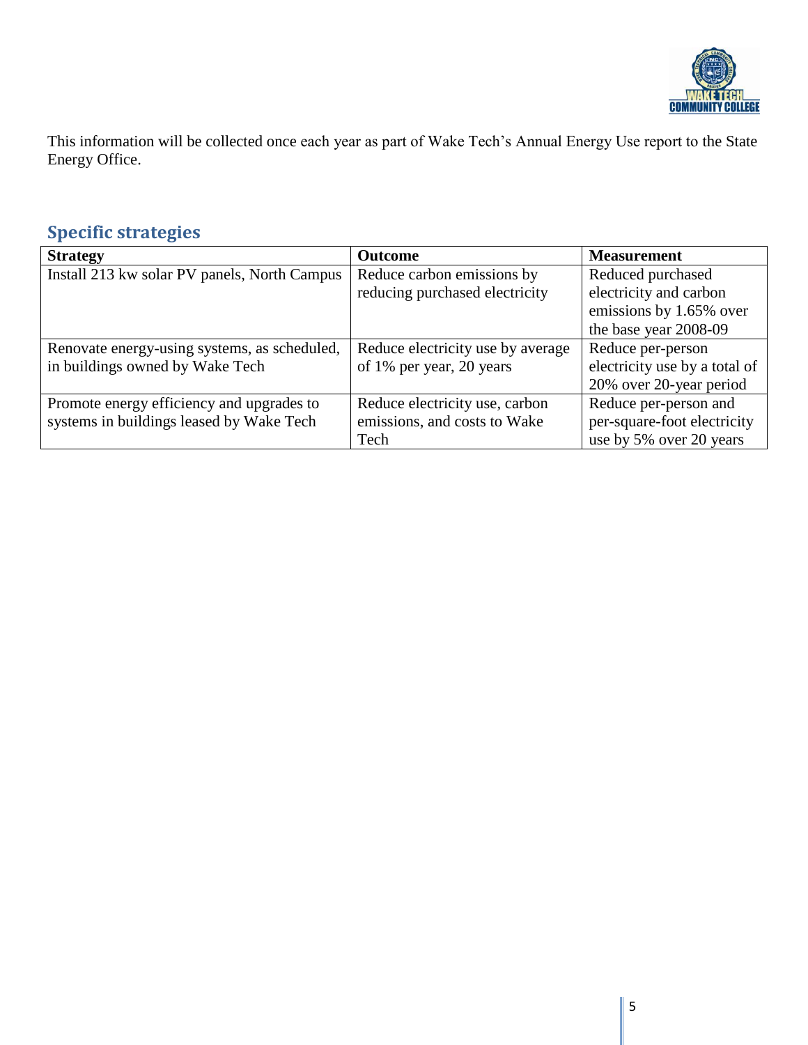This information will be collected once each year as part of Wake Tech's Annual Energy Use report to the State Energy Office.

## Specific strategies

| Strategy | Outcome | Measurement |
| --- | --- | --- |
| Install 213 kw solar PV panels, North Campus | Reduce carbon emissions by reducing purchased electricity | Reduced purchased electricity and carbon emissions by 1.65% over the base year 2008-09 |
| Renovate energy-using systems, as scheduled, in buildings owned by Wake Tech | Reduce electricity use by average of 1% per year, 20 years | Reduce per-person electricity use by a total of 20% over 20-year period |
| Promote energy efficiency and upgrades to systems in buildings leased by Wake Tech | Reduce electricity use, carbon emissions, and costs to Wake Tech | Reduce per-person and per-square-foot electricity use by 5% over 20 years |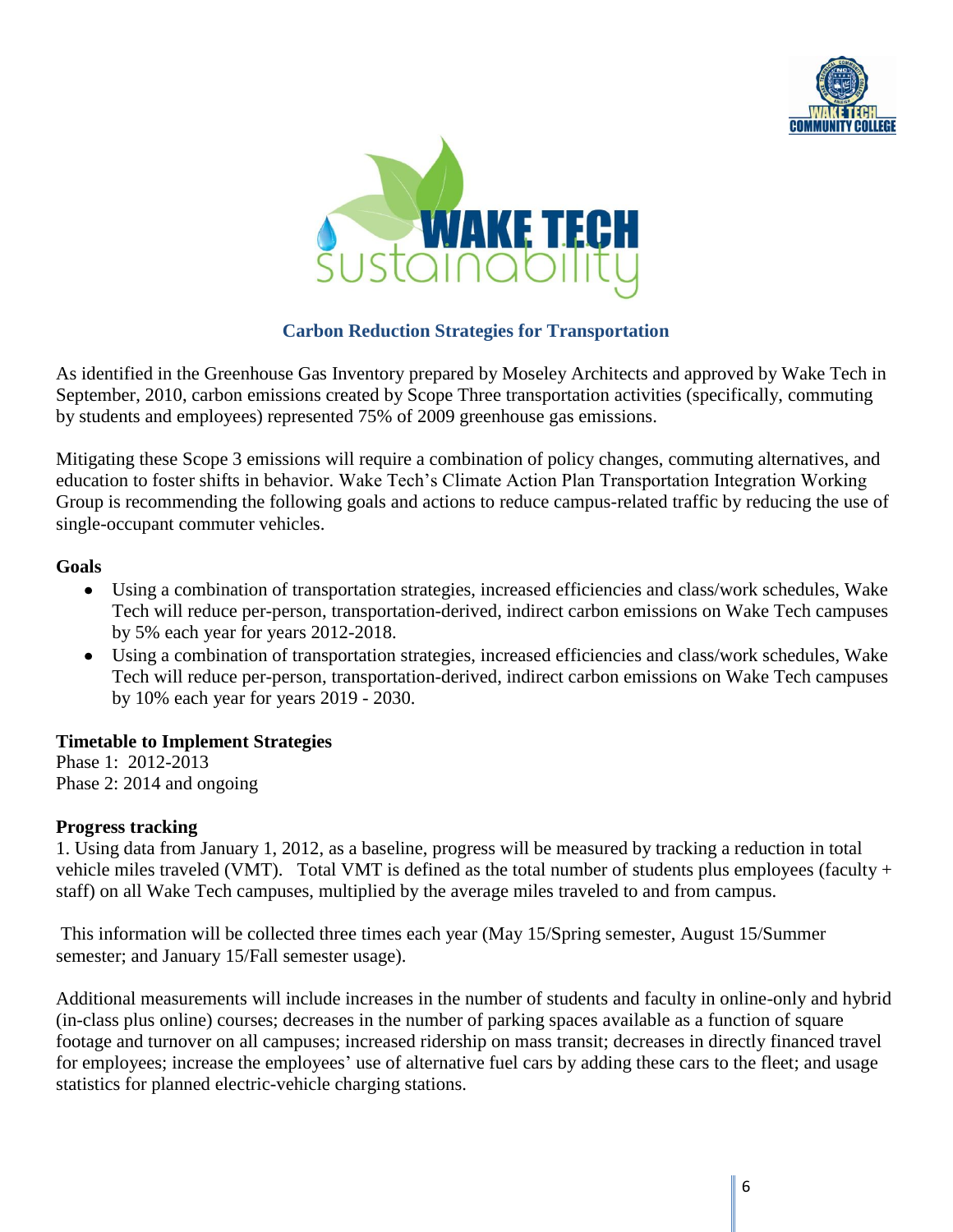## Carbon Reduction Strategies for Transportation

As identified in the Greenhouse Gas Inventory prepared by Moseley Architects and approved by Wake Tech in September, 2010, carbon emissions created by Scope Three transportation activities (specifically, commuting by students and employees) represented 75% of 2009 greenhouse gas emissions.

Mitigating these Scope 3 emissions will require a combination of policy changes, commuting alternatives, and education to foster shifts in behavior. Wake Tech's Climate Action Plan Transportation Integration Working Group is recommending the following goals and actions to reduce campus-related traffic by reducing the use of single-occupant commuter vehicles.

**Goals**

- Using a combination of transportation strategies, increased efficiencies and class/work schedules, Wake Tech will reduce per-person, transportation-derived, indirect carbon emissions on Wake Tech campuses by 5% each year for years 2012-2018.
- Using a combination of transportation strategies, increased efficiencies and class/work schedules, Wake Tech will reduce per-person, transportation-derived, indirect carbon emissions on Wake Tech campuses by 10% each year for years 2019 - 2030.

**Timetable to Implement Strategies**

Phase 1: 2012-2013
Phase 2: 2014 and ongoing

**Progress tracking**

1. Using data from January 1, 2012, as a baseline, progress will be measured by tracking a reduction in total vehicle miles traveled (VMT). Total VMT is defined as the total number of students plus employees (faculty + staff) on all Wake Tech campuses, multiplied by the average miles traveled to and from campus.

This information will be collected three times each year (May 15/Spring semester, August 15/Summer semester; and January 15/Fall semester usage).

Additional measurements will include increases in the number of students and faculty in online-only and hybrid (in-class plus online) courses; decreases in the number of parking spaces available as a function of square footage and turnover on all campuses; increased ridership on mass transit; decreases in directly financed travel for employees; increase the employees' use of alternative fuel cars by adding these cars to the fleet; and usage statistics for planned electric-vehicle charging stations.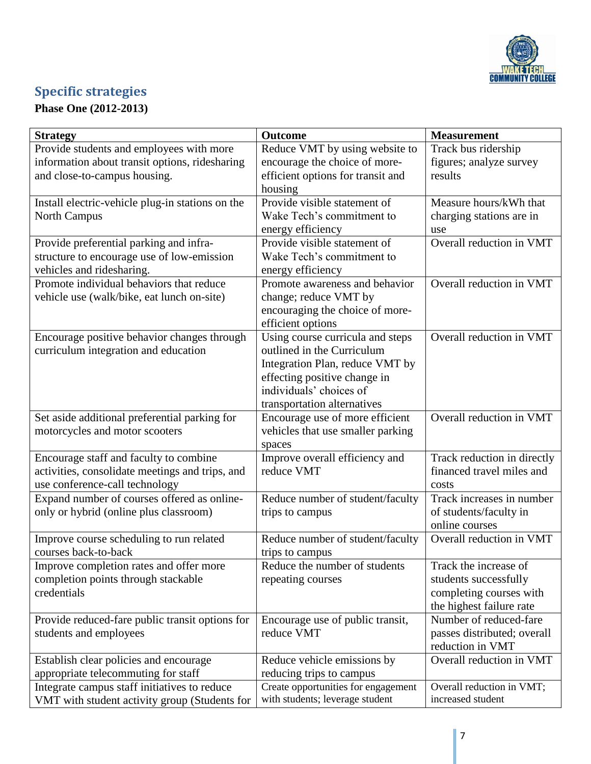## Specific strategies

**Phase One (2012-2013)**

| Strategy | Outcome | Measurement |
|---|---|---|
| Provide students and employees with more information about transit options, ridesharing and close-to-campus housing. | Reduce VMT by using website to encourage the choice of more-efficient options for transit and housing | Track bus ridership figures; analyze survey results |
| Install electric-vehicle plug-in stations on the North Campus | Provide visible statement of Wake Tech's commitment to energy efficiency | Measure hours/kWh that charging stations are in use |
| Provide preferential parking and infra-structure to encourage use of low-emission vehicles and ridesharing. | Provide visible statement of Wake Tech's commitment to energy efficiency | Overall reduction in VMT |
| Promote individual behaviors that reduce vehicle use (walk/bike, eat lunch on-site) | Promote awareness and behavior change; reduce VMT by encouraging the choice of more-efficient options | Overall reduction in VMT |
| Encourage positive behavior changes through curriculum integration and education | Using course curricula and steps outlined in the Curriculum Integration Plan, reduce VMT by effecting positive change in individuals' choices of transportation alternatives | Overall reduction in VMT |
| Set aside additional preferential parking for motorcycles and motor scooters | Encourage use of more efficient vehicles that use smaller parking spaces | Overall reduction in VMT |
| Encourage staff and faculty to combine activities, consolidate meetings and trips, and use conference-call technology | Improve overall efficiency and reduce VMT | Track reduction in directly financed travel miles and costs |
| Expand number of courses offered as online-only or hybrid (online plus classroom) | Reduce number of student/faculty trips to campus | Track increases in number of students/faculty in online courses |
| Improve course scheduling to run related courses back-to-back | Reduce number of student/faculty trips to campus | Overall reduction in VMT |
| Improve completion rates and offer more completion points through stackable credentials | Reduce the number of students repeating courses | Track the increase of students successfully completing courses with the highest failure rate |
| Provide reduced-fare public transit options for students and employees | Encourage use of public transit, reduce VMT | Number of reduced-fare passes distributed; overall reduction in VMT |
| Establish clear policies and encourage appropriate telecommuting for staff | Reduce vehicle emissions by reducing trips to campus | Overall reduction in VMT |
| Integrate campus staff initiatives to reduce VMT with student activity group (Students for | Create opportunities for engagement with students; leverage student | Overall reduction in VMT; increased student |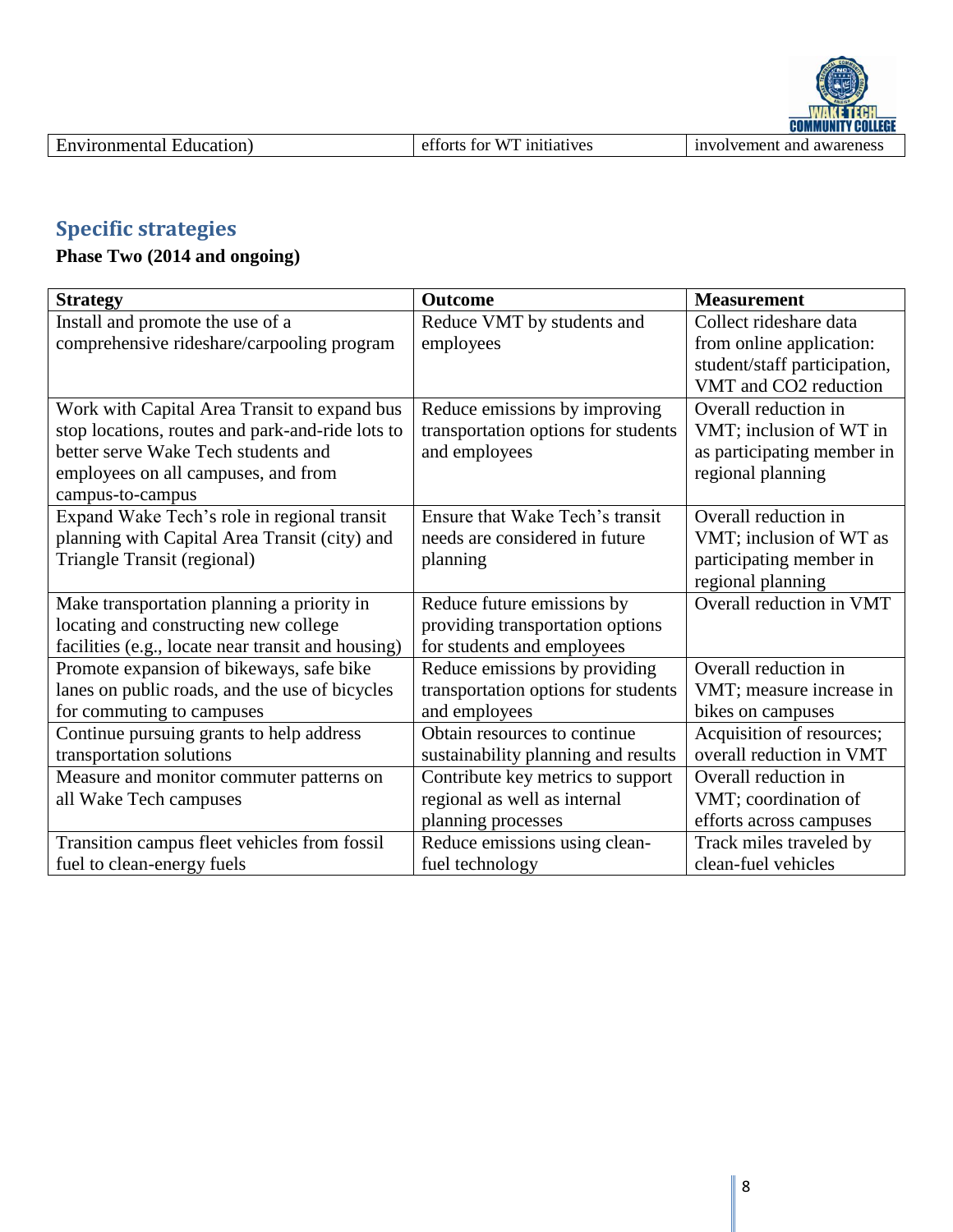| Environmental Education) | efforts for WT initiatives | involvement and awareness |
|---|---|---|

## Specific strategies

**Phase Two (2014 and ongoing)**

| Strategy | Outcome | Measurement |
|---|---|---|
| Install and promote the use of a comprehensive rideshare/carpooling program | Reduce VMT by students and employees | Collect rideshare data from online application: student/staff participation, VMT and CO2 reduction |
| Work with Capital Area Transit to expand bus stop locations, routes and park-and-ride lots to better serve Wake Tech students and employees on all campuses, and from campus-to-campus | Reduce emissions by improving transportation options for students and employees | Overall reduction in VMT; inclusion of WT in as participating member in regional planning |
| Expand Wake Tech's role in regional transit planning with Capital Area Transit (city) and Triangle Transit (regional) | Ensure that Wake Tech's transit needs are considered in future planning | Overall reduction in VMT; inclusion of WT as participating member in regional planning |
| Make transportation planning a priority in locating and constructing new college facilities (e.g., locate near transit and housing) | Reduce future emissions by providing transportation options for students and employees | Overall reduction in VMT |
| Promote expansion of bikeways, safe bike lanes on public roads, and the use of bicycles for commuting to campuses | Reduce emissions by providing transportation options for students and employees | Overall reduction in VMT; measure increase in bikes on campuses |
| Continue pursuing grants to help address transportation solutions | Obtain resources to continue sustainability planning and results | Acquisition of resources; overall reduction in VMT |
| Measure and monitor commuter patterns on all Wake Tech campuses | Contribute key metrics to support regional as well as internal planning processes | Overall reduction in VMT; coordination of efforts across campuses |
| Transition campus fleet vehicles from fossil fuel to clean-energy fuels | Reduce emissions using clean-fuel technology | Track miles traveled by clean-fuel vehicles |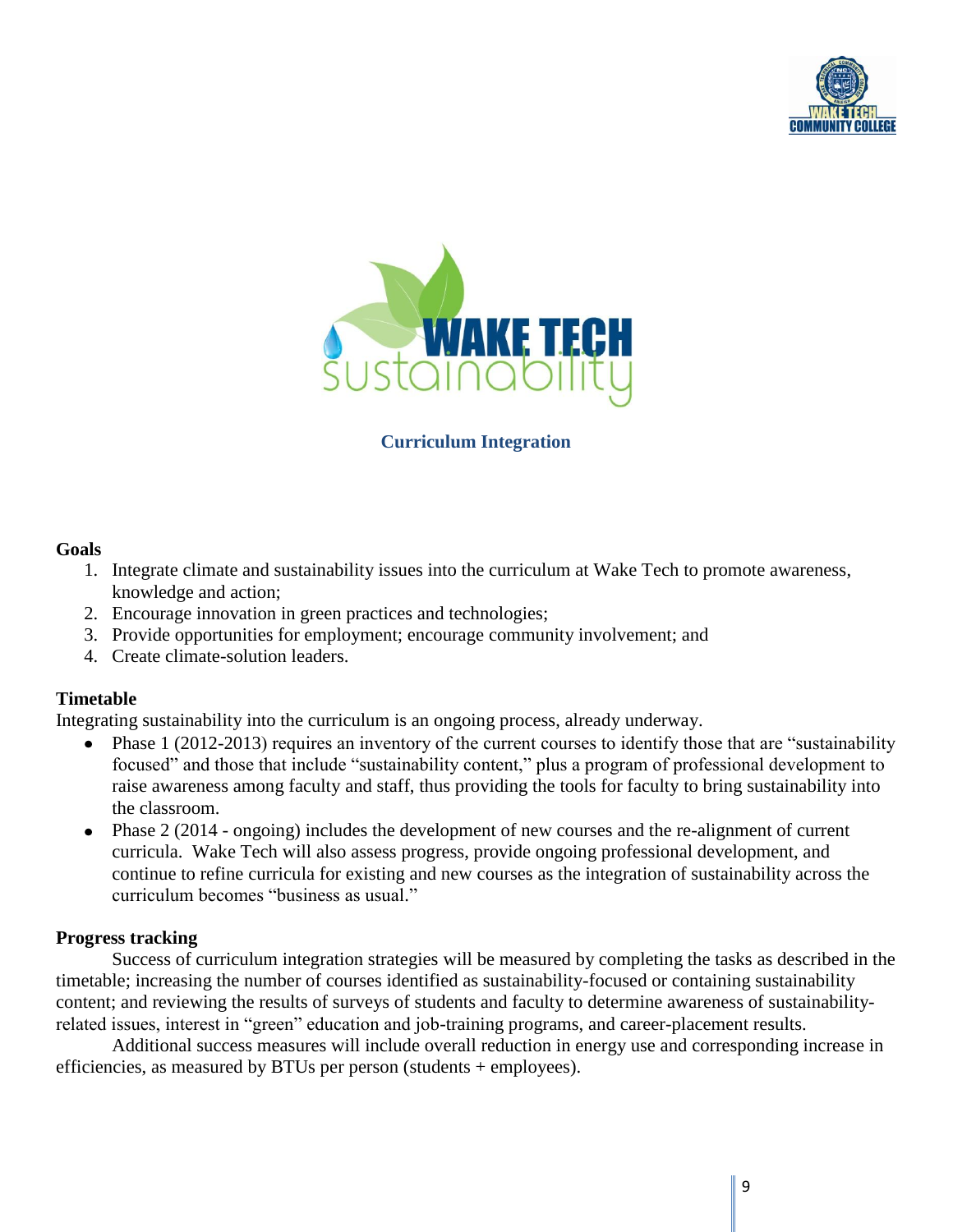## Curriculum Integration

**Goals**

1. Integrate climate and sustainability issues into the curriculum at Wake Tech to promote awareness, knowledge and action;
2. Encourage innovation in green practices and technologies;
3. Provide opportunities for employment; encourage community involvement; and
4. Create climate-solution leaders.

**Timetable**

Integrating sustainability into the curriculum is an ongoing process, already underway.

- Phase 1 (2012-2013) requires an inventory of the current courses to identify those that are "sustainability focused" and those that include "sustainability content," plus a program of professional development to raise awareness among faculty and staff, thus providing the tools for faculty to bring sustainability into the classroom.
- Phase 2 (2014 - ongoing) includes the development of new courses and the re-alignment of current curricula. Wake Tech will also assess progress, provide ongoing professional development, and continue to refine curricula for existing and new courses as the integration of sustainability across the curriculum becomes "business as usual."

**Progress tracking**

Success of curriculum integration strategies will be measured by completing the tasks as described in the timetable; increasing the number of courses identified as sustainability-focused or containing sustainability content; and reviewing the results of surveys of students and faculty to determine awareness of sustainability-related issues, interest in "green" education and job-training programs, and career-placement results.

Additional success measures will include overall reduction in energy use and corresponding increase in efficiencies, as measured by BTUs per person (students + employees).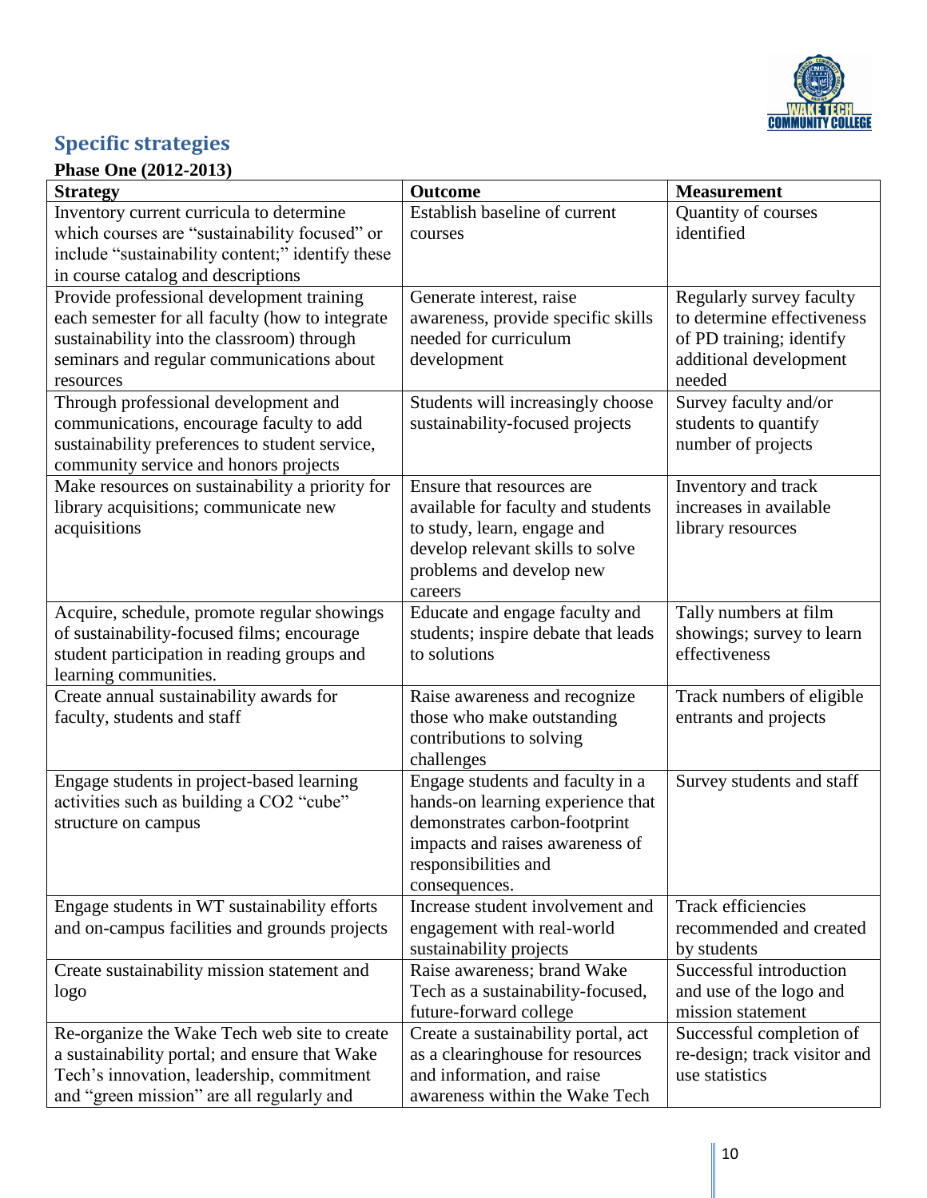## Specific strategies

**Phase One (2012-2013)**

| Strategy | Outcome | Measurement |
| --- | --- | --- |
| Inventory current curricula to determine which courses are "sustainability focused" or include "sustainability content;" identify these in course catalog and descriptions | Establish baseline of current courses | Quantity of courses identified |
| Provide professional development training each semester for all faculty (how to integrate sustainability into the classroom) through seminars and regular communications about resources | Generate interest, raise awareness, provide specific skills needed for curriculum development | Regularly survey faculty to determine effectiveness of PD training; identify additional development needed |
| Through professional development and communications, encourage faculty to add sustainability preferences to student service, community service and honors projects | Students will increasingly choose sustainability-focused projects | Survey faculty and/or students to quantify number of projects |
| Make resources on sustainability a priority for library acquisitions; communicate new acquisitions | Ensure that resources are available for faculty and students to study, learn, engage and develop relevant skills to solve problems and develop new careers | Inventory and track increases in available library resources |
| Acquire, schedule, promote regular showings of sustainability-focused films; encourage student participation in reading groups and learning communities. | Educate and engage faculty and students; inspire debate that leads to solutions | Tally numbers at film showings; survey to learn effectiveness |
| Create annual sustainability awards for faculty, students and staff | Raise awareness and recognize those who make outstanding contributions to solving challenges | Track numbers of eligible entrants and projects |
| Engage students in project-based learning activities such as building a $CO_2$ "cube" structure on campus | Engage students and faculty in a hands-on learning experience that demonstrates carbon-footprint impacts and raises awareness of responsibilities and consequences. | Survey students and staff |
| Engage students in WT sustainability efforts and on-campus facilities and grounds projects | Increase student involvement and engagement with real-world sustainability projects | Track efficiencies recommended and created by students |
| Create sustainability mission statement and logo | Raise awareness; brand Wake Tech as a sustainability-focused, future-forward college | Successful introduction and use of the logo and mission statement |
| Re-organize the Wake Tech web site to create a sustainability portal; and ensure that Wake Tech's innovation, leadership, commitment and "green mission" are all regularly and | Create a sustainability portal, act as a clearinghouse for resources and information, and raise awareness within the Wake Tech | Successful completion of re-design; track visitor and use statistics |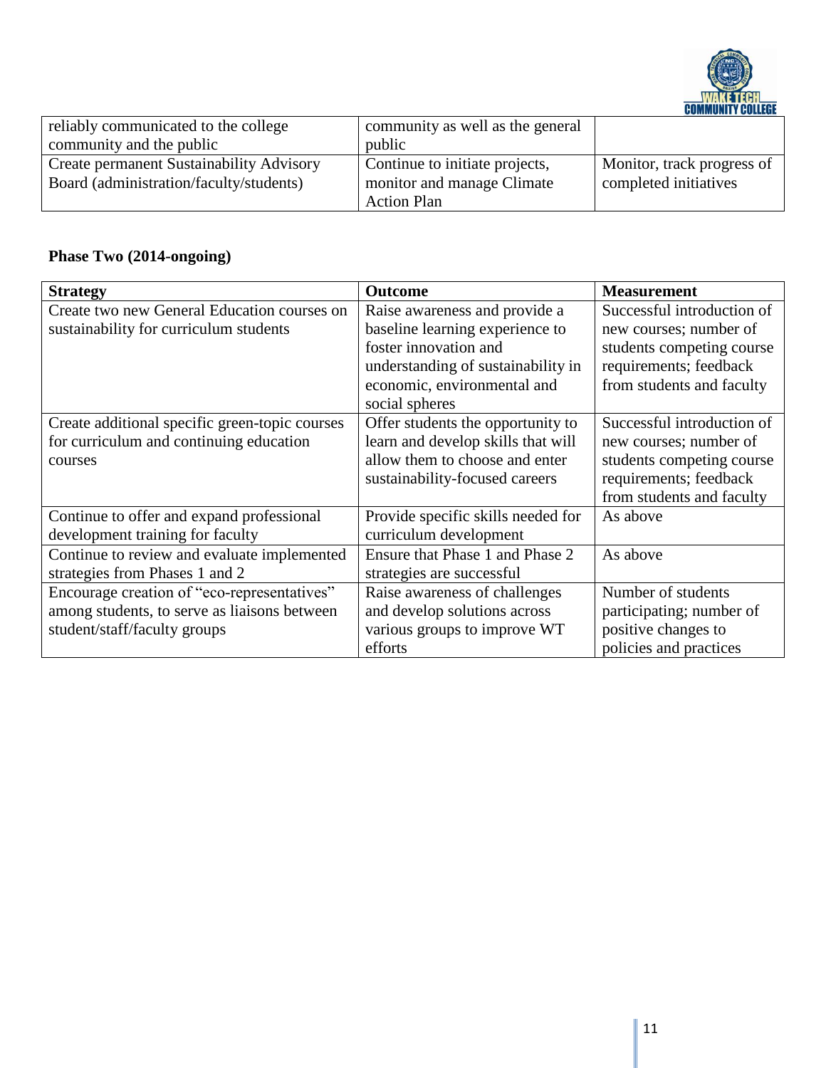| | | |
|---|---|---|
| reliably communicated to the college community and the public | community as well as the general public | |
| Create permanent Sustainability Advisory Board (administration/faculty/students) | Continue to initiate projects, monitor and manage Climate Action Plan | Monitor, track progress of completed initiatives |

**Phase Two (2014-ongoing)**

| Strategy | Outcome | Measurement |
|---|---|---|
| Create two new General Education courses on sustainability for curriculum students | Raise awareness and provide a baseline learning experience to foster innovation and understanding of sustainability in economic, environmental and social spheres | Successful introduction of new courses; number of students competing course requirements; feedback from students and faculty |
| Create additional specific green-topic courses for curriculum and continuing education courses | Offer students the opportunity to learn and develop skills that will allow them to choose and enter sustainability-focused careers | Successful introduction of new courses; number of students competing course requirements; feedback from students and faculty |
| Continue to offer and expand professional development training for faculty | Provide specific skills needed for curriculum development | As above |
| Continue to review and evaluate implemented strategies from Phases 1 and 2 | Ensure that Phase 1 and Phase 2 strategies are successful | As above |
| Encourage creation of "eco-representatives" among students, to serve as liaisons between student/staff/faculty groups | Raise awareness of challenges and develop solutions across various groups to improve WT efforts | Number of students participating; number of positive changes to policies and practices |